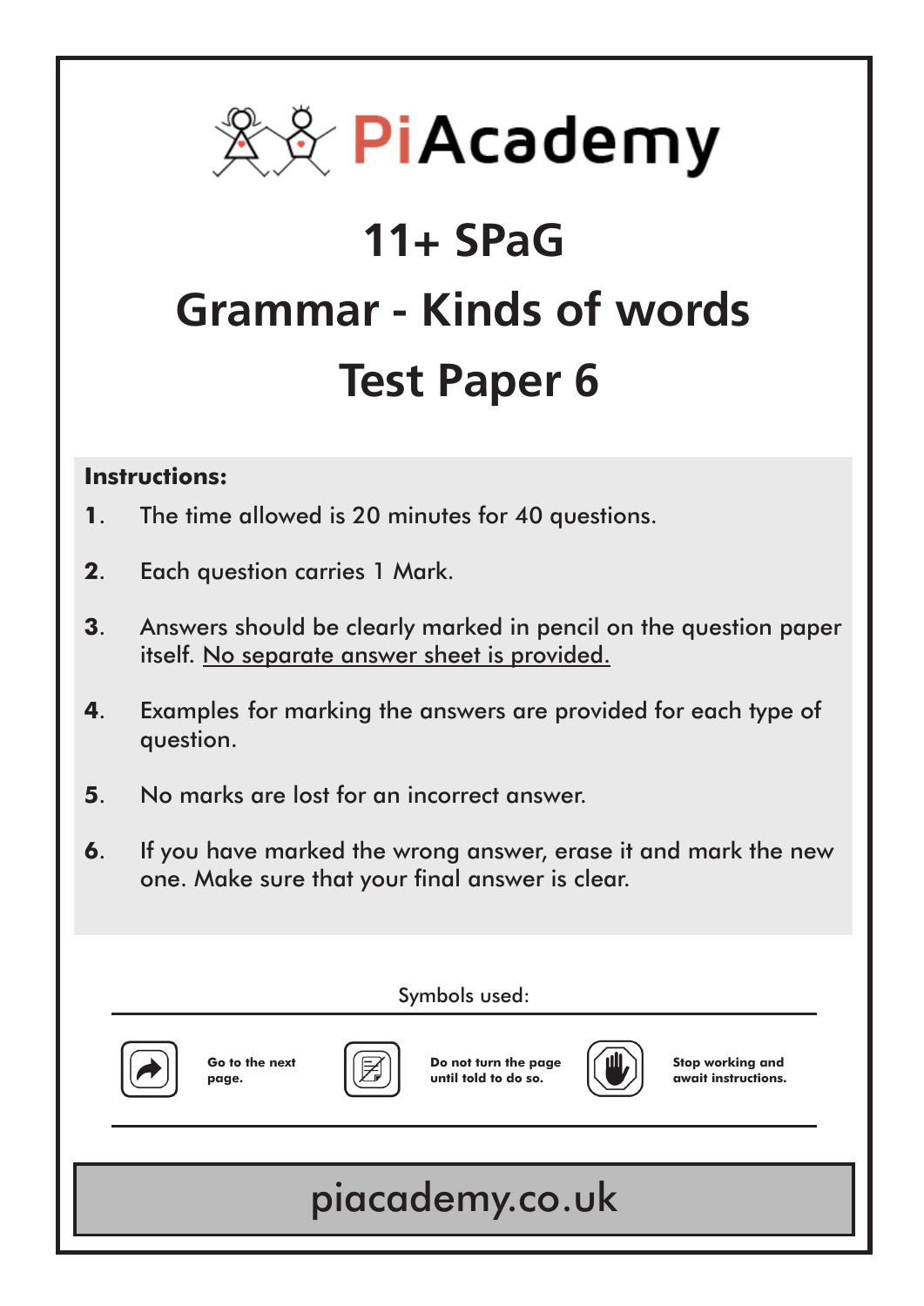PiAcademy

# 11+ SPaG

# Grammar - Kinds of words

# Test Paper 6

**Instructions:**

1. The time allowed is 20 minutes for 40 questions.
2. Each question carries 1 Mark.
3. Answers should be clearly marked in pencil on the question paper itself. No separate answer sheet is provided.
4. Examples for marking the answers are provided for each type of question.
5. No marks are lost for an incorrect answer.
6. If you have marked the wrong answer, erase it and mark the new one. Make sure that your final answer is clear.

Symbols used:

**Go to the next page.**

**Do not turn the page until told to do so.**

**Stop working and await instructions.**

piacademy.co.uk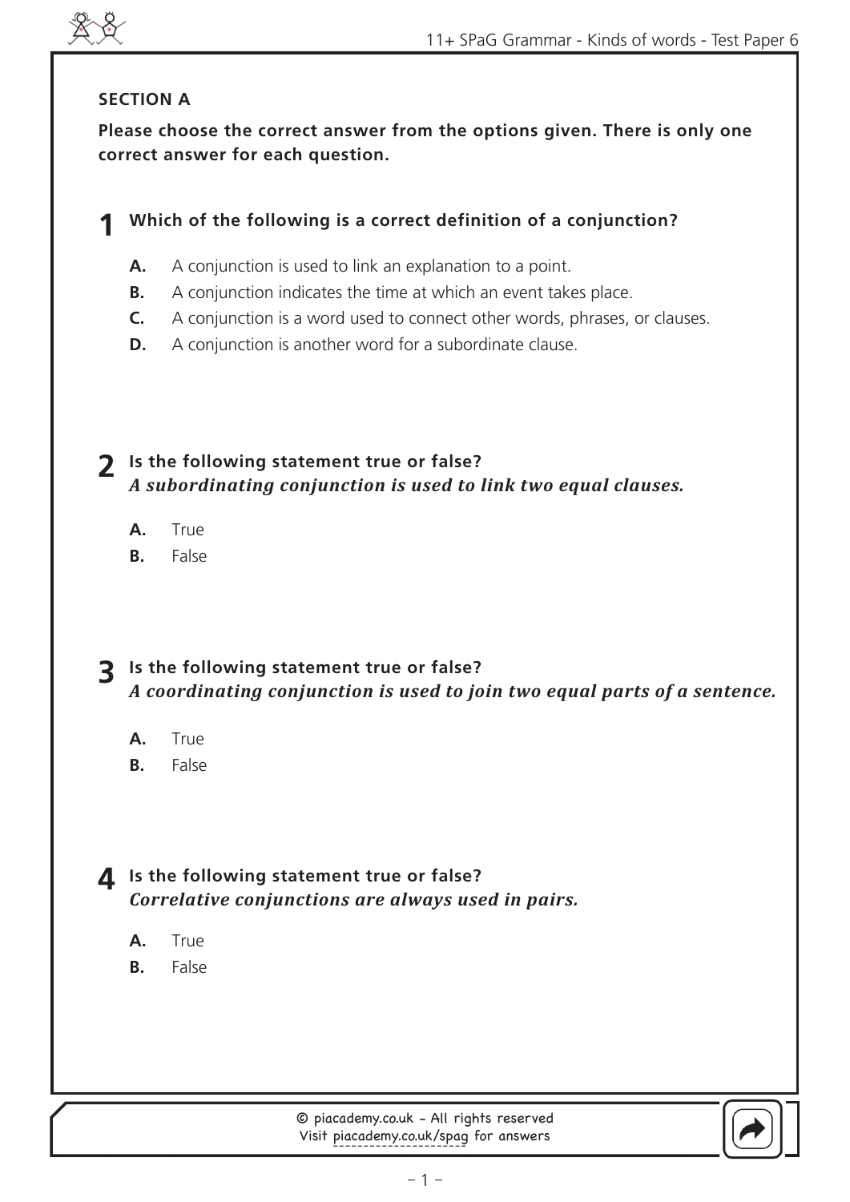**SECTION A**

**Please choose the correct answer from the options given. There is only one correct answer for each question.**

**1** **Which of the following is a correct definition of a conjunction?**

- **A.** A conjunction is used to link an explanation to a point.
- **B.** A conjunction indicates the time at which an event takes place.
- **C.** A conjunction is a word used to connect other words, phrases, or clauses.
- **D.** A conjunction is another word for a subordinate clause.

**2** **Is the following statement true or false?**
***A subordinating conjunction is used to link two equal clauses.***

- **A.** True
- **B.** False

**3** **Is the following statement true or false?**
***A coordinating conjunction is used to join two equal parts of a sentence.***

- **A.** True
- **B.** False

**4** **Is the following statement true or false?**
***Correlative conjunctions are always used in pairs.***

- **A.** True
- **B.** False

© piacademy.co.uk - All rights reserved
Visit piacademy.co.uk/spag for answers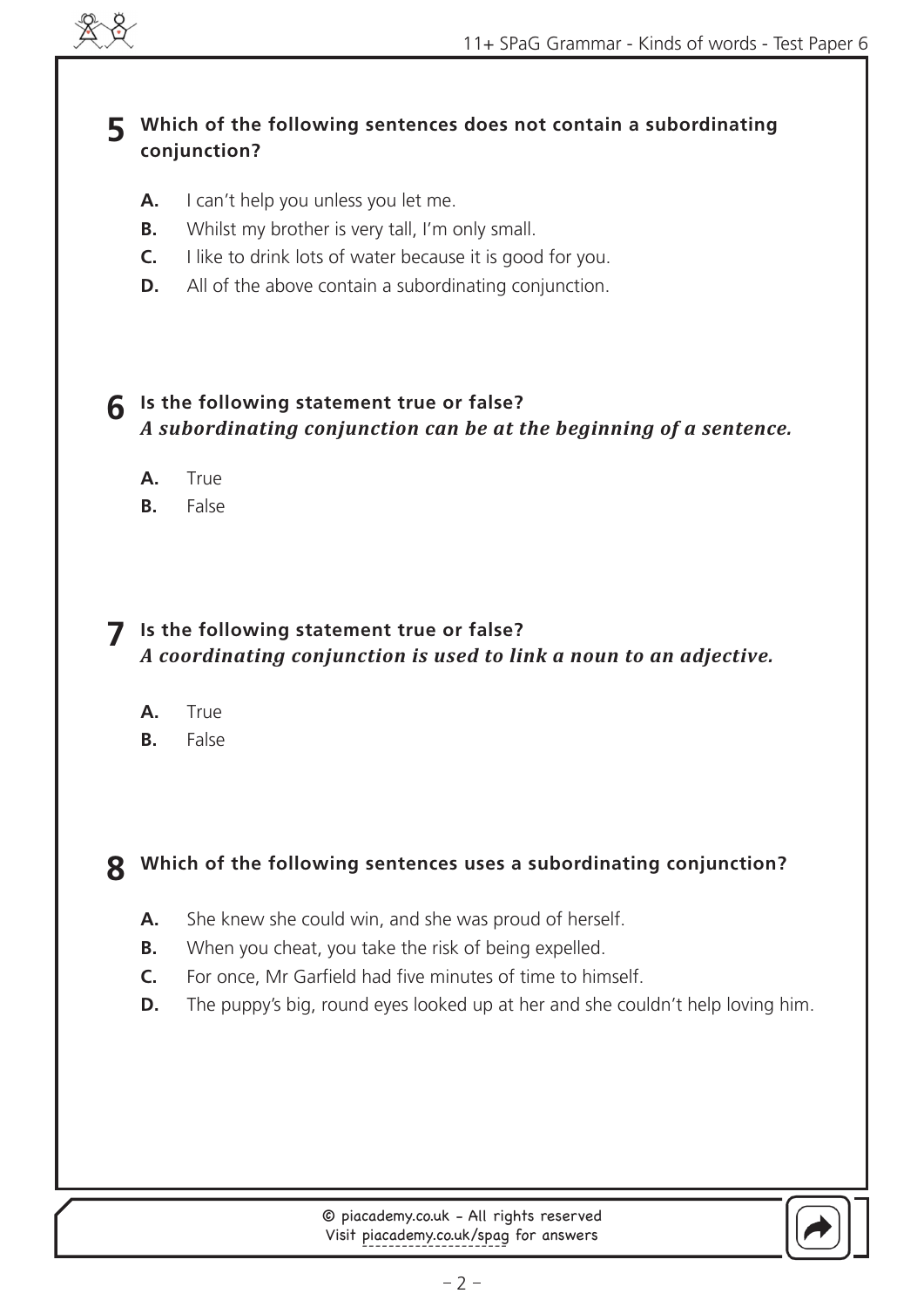**5** **Which of the following sentences does not contain a subordinating conjunction?**

- **A.** I can't help you unless you let me.
- **B.** Whilst my brother is very tall, I'm only small.
- **C.** I like to drink lots of water because it is good for you.
- **D.** All of the above contain a subordinating conjunction.

**6** **Is the following statement true or false?**
***A subordinating conjunction can be at the beginning of a sentence.***

- **A.** True
- **B.** False

**7** **Is the following statement true or false?**
***A coordinating conjunction is used to link a noun to an adjective.***

- **A.** True
- **B.** False

**8** **Which of the following sentences uses a subordinating conjunction?**

- **A.** She knew she could win, and she was proud of herself.
- **B.** When you cheat, you take the risk of being expelled.
- **C.** For once, Mr Garfield had five minutes of time to himself.
- **D.** The puppy's big, round eyes looked up at her and she couldn't help loving him.

© piacademy.co.uk - All rights reserved
Visit piacademy.co.uk/spag for answers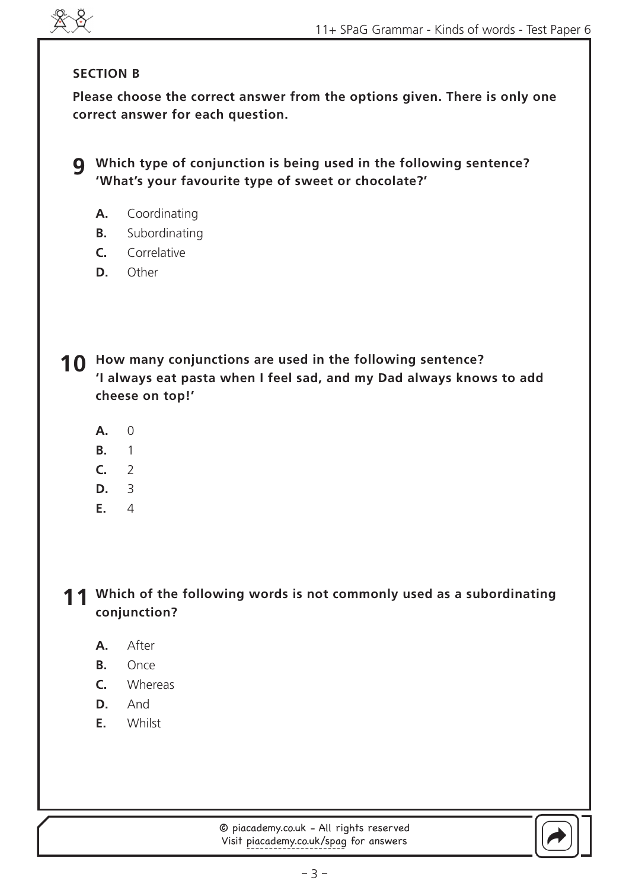**SECTION B**

**Please choose the correct answer from the options given. There is only one correct answer for each question.**

**9** **Which type of conjunction is being used in the following sentence? 'What's your favourite type of sweet or chocolate?'**

- **A.** Coordinating
- **B.** Subordinating
- **C.** Correlative
- **D.** Other

**10** **How many conjunctions are used in the following sentence? 'I always eat pasta when I feel sad, and my Dad always knows to add cheese on top!'**

- **A.** 0
- **B.** 1
- **C.** 2
- **D.** 3
- **E.** 4

**11** **Which of the following words is not commonly used as a subordinating conjunction?**

- **A.** After
- **B.** Once
- **C.** Whereas
- **D.** And
- **E.** Whilst

© piacademy.co.uk - All rights reserved
Visit piacademy.co.uk/spag for answers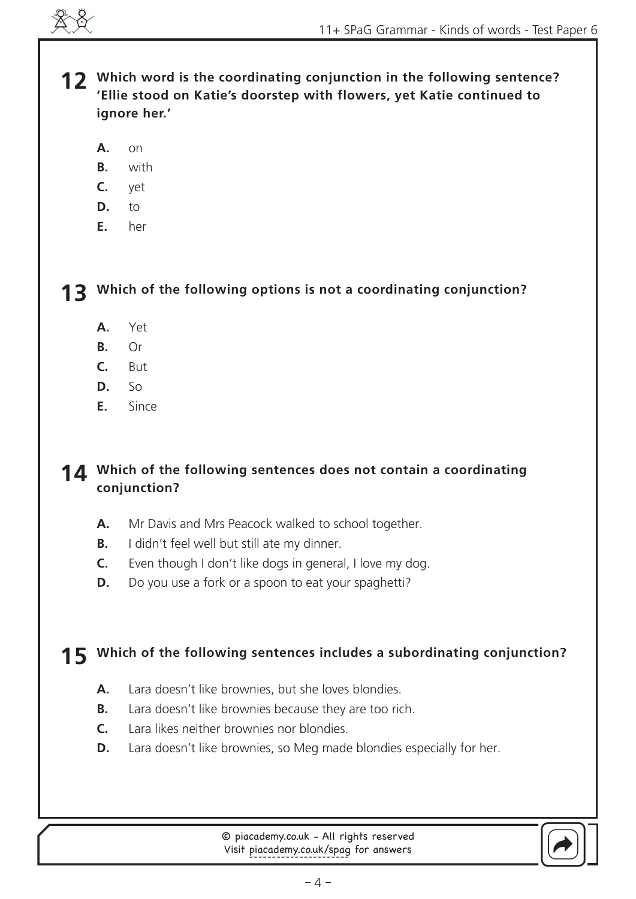**12** **Which word is the coordinating conjunction in the following sentence? 'Ellie stood on Katie's doorstep with flowers, yet Katie continued to ignore her.'**

- **A.** on
- **B.** with
- **C.** yet
- **D.** to
- **E.** her

**13** **Which of the following options is not a coordinating conjunction?**

- **A.** Yet
- **B.** Or
- **C.** But
- **D.** So
- **E.** Since

**14** **Which of the following sentences does not contain a coordinating conjunction?**

- **A.** Mr Davis and Mrs Peacock walked to school together.
- **B.** I didn't feel well but still ate my dinner.
- **C.** Even though I don't like dogs in general, I love my dog.
- **D.** Do you use a fork or a spoon to eat your spaghetti?

**15** **Which of the following sentences includes a subordinating conjunction?**

- **A.** Lara doesn't like brownies, but she loves blondies.
- **B.** Lara doesn't like brownies because they are too rich.
- **C.** Lara likes neither brownies nor blondies.
- **D.** Lara doesn't like brownies, so Meg made blondies especially for her.

© piacademy.co.uk - All rights reserved
Visit piacademy.co.uk/spag for answers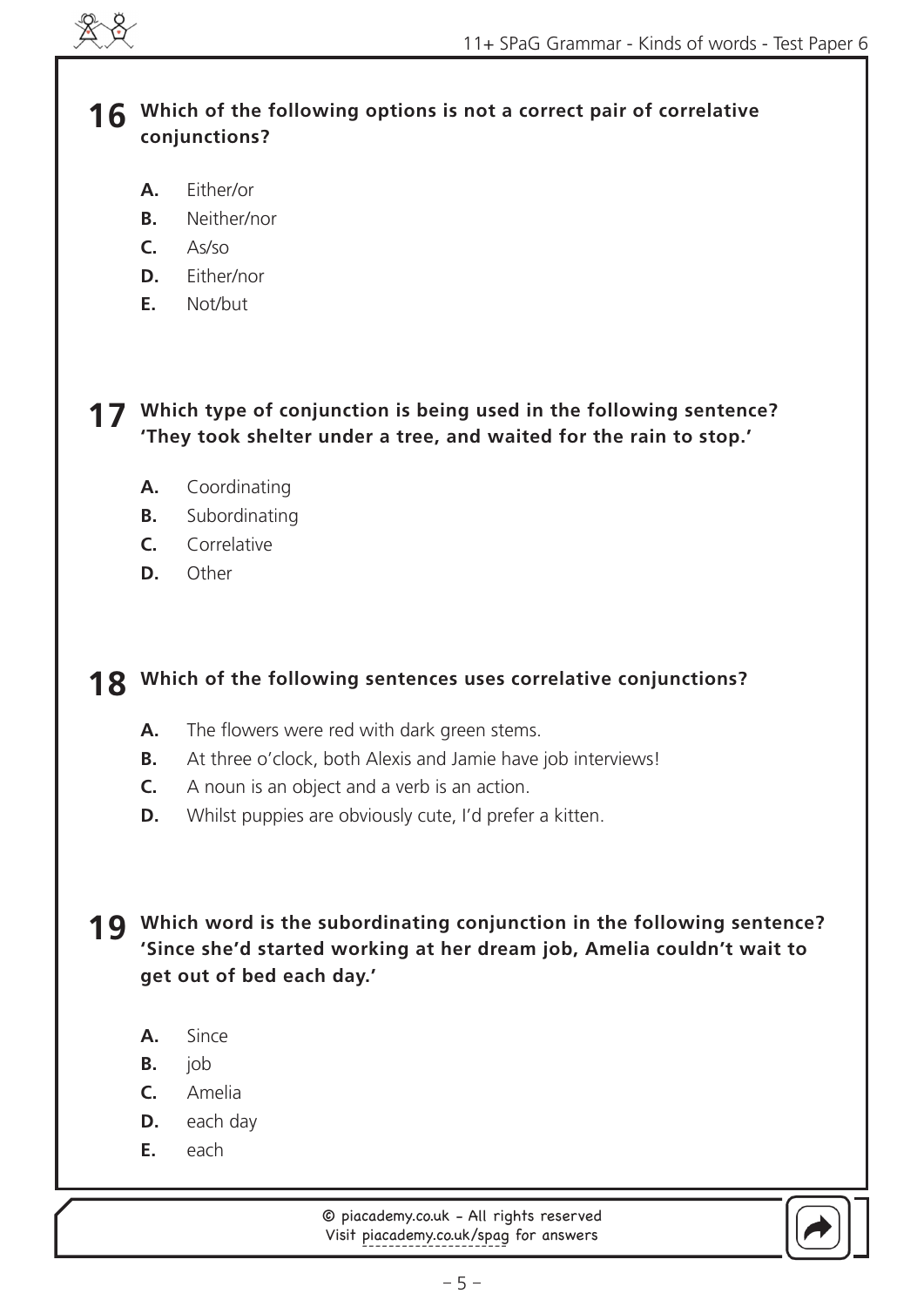**16** **Which of the following options is not a correct pair of correlative conjunctions?**

- **A.** Either/or
- **B.** Neither/nor
- **C.** As/so
- **D.** Either/nor
- **E.** Not/but

**17** **Which type of conjunction is being used in the following sentence? 'They took shelter under a tree, and waited for the rain to stop.'**

- **A.** Coordinating
- **B.** Subordinating
- **C.** Correlative
- **D.** Other

**18** **Which of the following sentences uses correlative conjunctions?**

- **A.** The flowers were red with dark green stems.
- **B.** At three o'clock, both Alexis and Jamie have job interviews!
- **C.** A noun is an object and a verb is an action.
- **D.** Whilst puppies are obviously cute, I'd prefer a kitten.

**19** **Which word is the subordinating conjunction in the following sentence? 'Since she'd started working at her dream job, Amelia couldn't wait to get out of bed each day.'**

- **A.** Since
- **B.** job
- **C.** Amelia
- **D.** each day
- **E.** each

© piacademy.co.uk - All rights reserved
Visit piacademy.co.uk/spag for answers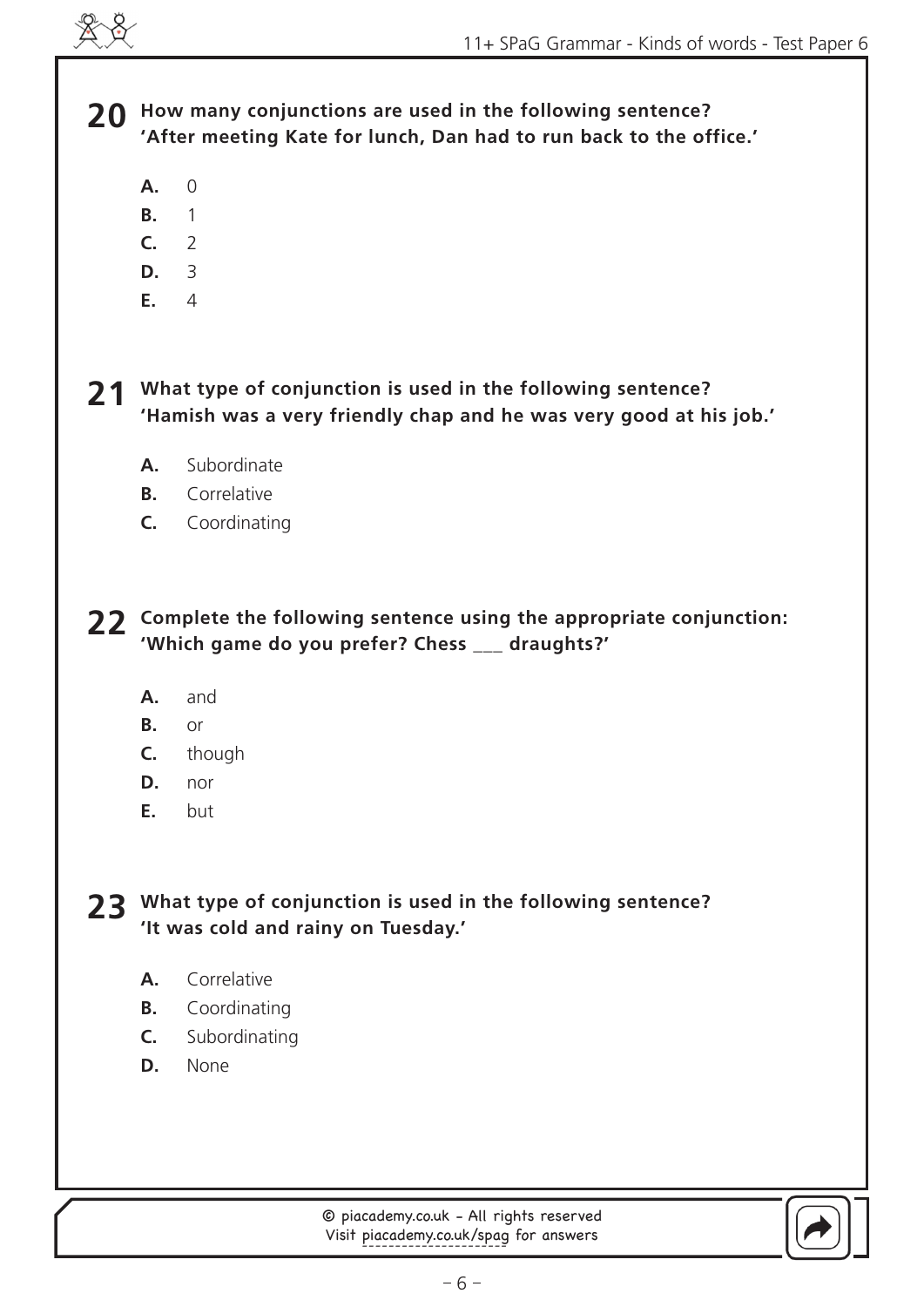**20** **How many conjunctions are used in the following sentence?**
**'After meeting Kate for lunch, Dan had to run back to the office.'**

- **A.** 0
- **B.** 1
- **C.** 2
- **D.** 3
- **E.** 4

**21** **What type of conjunction is used in the following sentence?**
**'Hamish was a very friendly chap and he was very good at his job.'**

- **A.** Subordinate
- **B.** Correlative
- **C.** Coordinating

**22** **Complete the following sentence using the appropriate conjunction:**
**'Which game do you prefer? Chess ___ draughts?'**

- **A.** and
- **B.** or
- **C.** though
- **D.** nor
- **E.** but

**23** **What type of conjunction is used in the following sentence?**
**'It was cold and rainy on Tuesday.'**

- **A.** Correlative
- **B.** Coordinating
- **C.** Subordinating
- **D.** None

© piacademy.co.uk - All rights reserved
Visit piacademy.co.uk/spag for answers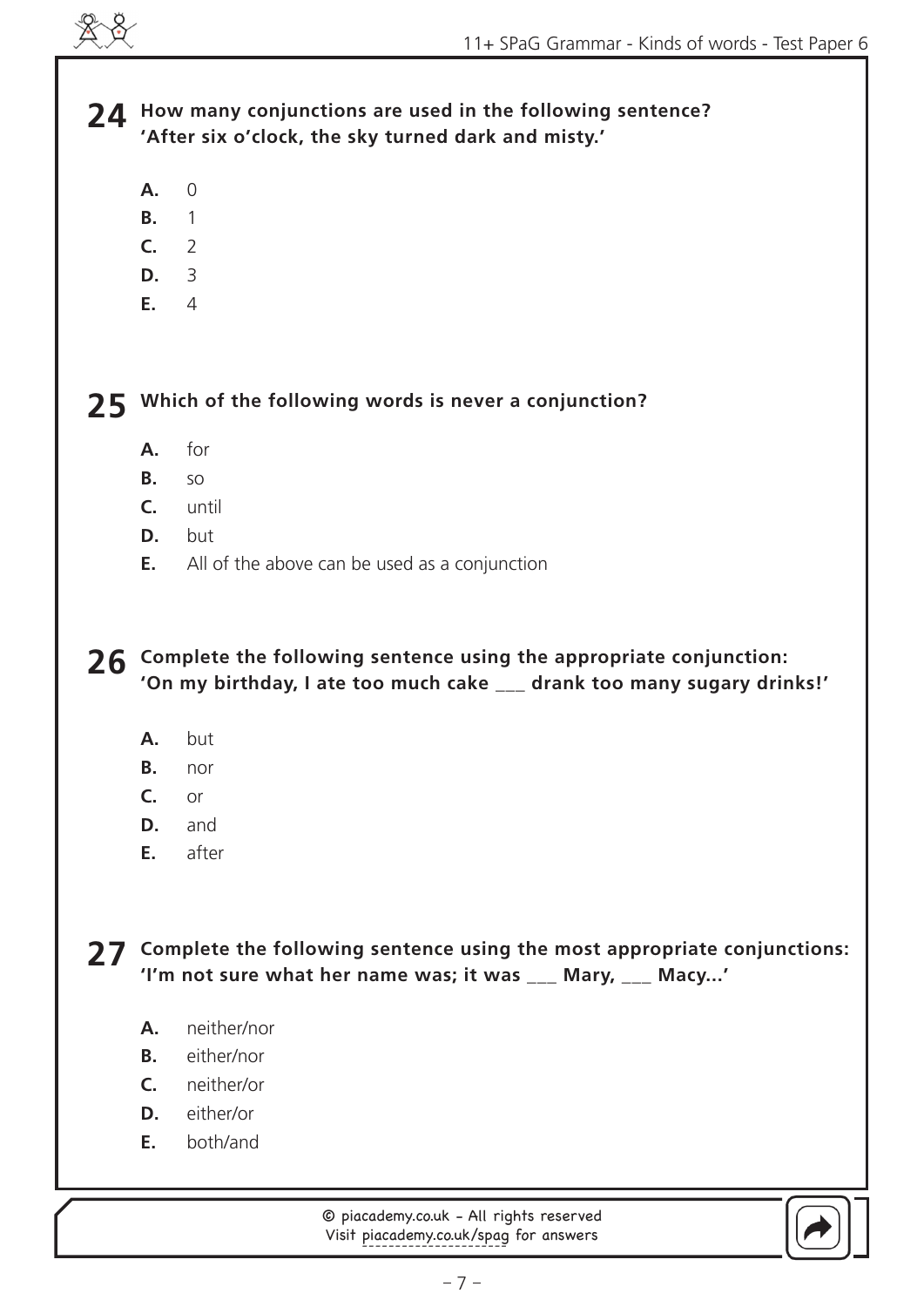**24** **How many conjunctions are used in the following sentence?**
**'After six o'clock, the sky turned dark and misty.'**

- **A.** 0
- **B.** 1
- **C.** 2
- **D.** 3
- **E.** 4

**25** **Which of the following words is never a conjunction?**

- **A.** for
- **B.** so
- **C.** until
- **D.** but
- **E.** All of the above can be used as a conjunction

**26** **Complete the following sentence using the appropriate conjunction:**
**'On my birthday, I ate too much cake ___ drank too many sugary drinks!'**

- **A.** but
- **B.** nor
- **C.** or
- **D.** and
- **E.** after

**27** **Complete the following sentence using the most appropriate conjunctions:**
**'I'm not sure what her name was; it was ___ Mary, ___ Macy...'**

- **A.** neither/nor
- **B.** either/nor
- **C.** neither/or
- **D.** either/or
- **E.** both/and

© piacademy.co.uk - All rights reserved
Visit piacademy.co.uk/spag for answers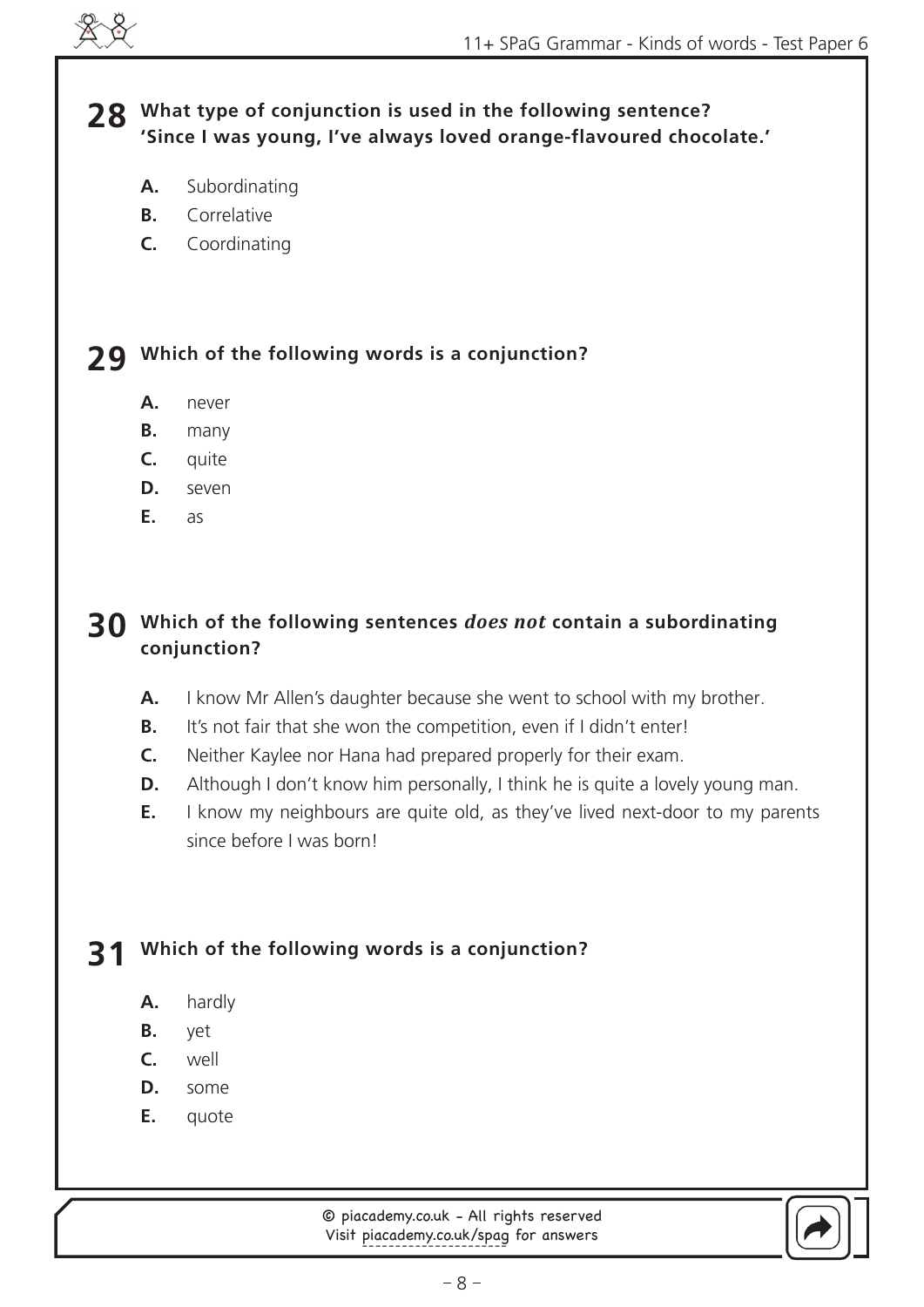**28** **What type of conjunction is used in the following sentence? 'Since I was young, I've always loved orange-flavoured chocolate.'**

- **A.** Subordinating
- **B.** Correlative
- **C.** Coordinating

**29** **Which of the following words is a conjunction?**

- **A.** never
- **B.** many
- **C.** quite
- **D.** seven
- **E.** as

**30** **Which of the following sentences *does not* contain a subordinating conjunction?**

- **A.** I know Mr Allen's daughter because she went to school with my brother.
- **B.** It's not fair that she won the competition, even if I didn't enter!
- **C.** Neither Kaylee nor Hana had prepared properly for their exam.
- **D.** Although I don't know him personally, I think he is quite a lovely young man.
- **E.** I know my neighbours are quite old, as they've lived next-door to my parents since before I was born!

**31** **Which of the following words is a conjunction?**

- **A.** hardly
- **B.** yet
- **C.** well
- **D.** some
- **E.** quote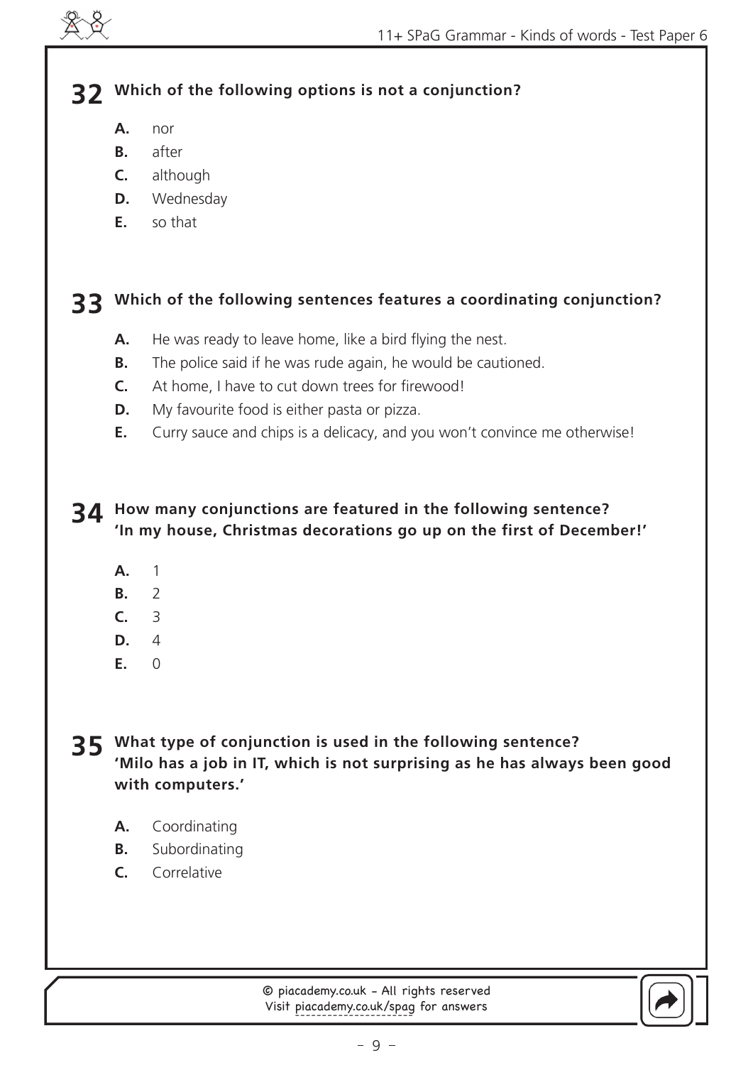**32** **Which of the following options is not a conjunction?**

- **A.** nor
- **B.** after
- **C.** although
- **D.** Wednesday
- **E.** so that

**33** **Which of the following sentences features a coordinating conjunction?**

- **A.** He was ready to leave home, like a bird flying the nest.
- **B.** The police said if he was rude again, he would be cautioned.
- **C.** At home, I have to cut down trees for firewood!
- **D.** My favourite food is either pasta or pizza.
- **E.** Curry sauce and chips is a delicacy, and you won't convince me otherwise!

**34** **How many conjunctions are featured in the following sentence?**
**'In my house, Christmas decorations go up on the first of December!'**

- **A.** 1
- **B.** 2
- **C.** 3
- **D.** 4
- **E.** 0

**35** **What type of conjunction is used in the following sentence?**
**'Milo has a job in IT, which is not surprising as he has always been good with computers.'**

- **A.** Coordinating
- **B.** Subordinating
- **C.** Correlative

© piacademy.co.uk - All rights reserved
Visit piacademy.co.uk/spag for answers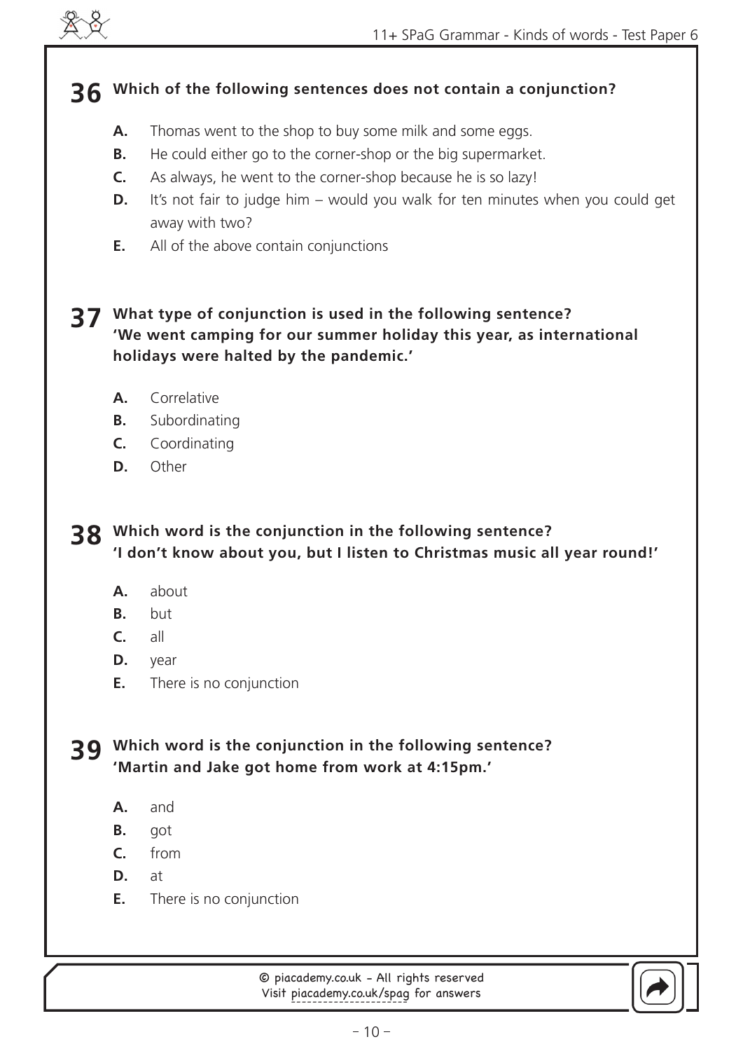**36** **Which of the following sentences does not contain a conjunction?**

- **A.** Thomas went to the shop to buy some milk and some eggs.
- **B.** He could either go to the corner-shop or the big supermarket.
- **C.** As always, he went to the corner-shop because he is so lazy!
- **D.** It's not fair to judge him – would you walk for ten minutes when you could get away with two?
- **E.** All of the above contain conjunctions

**37** **What type of conjunction is used in the following sentence?**
**'We went camping for our summer holiday this year, as international holidays were halted by the pandemic.'**

- **A.** Correlative
- **B.** Subordinating
- **C.** Coordinating
- **D.** Other

**38** **Which word is the conjunction in the following sentence?**
**'I don't know about you, but I listen to Christmas music all year round!'**

- **A.** about
- **B.** but
- **C.** all
- **D.** year
- **E.** There is no conjunction

**39** **Which word is the conjunction in the following sentence?**
**'Martin and Jake got home from work at 4:15pm.'**

- **A.** and
- **B.** got
- **C.** from
- **D.** at
- **E.** There is no conjunction

© piacademy.co.uk - All rights reserved
Visit piacademy.co.uk/spag for answers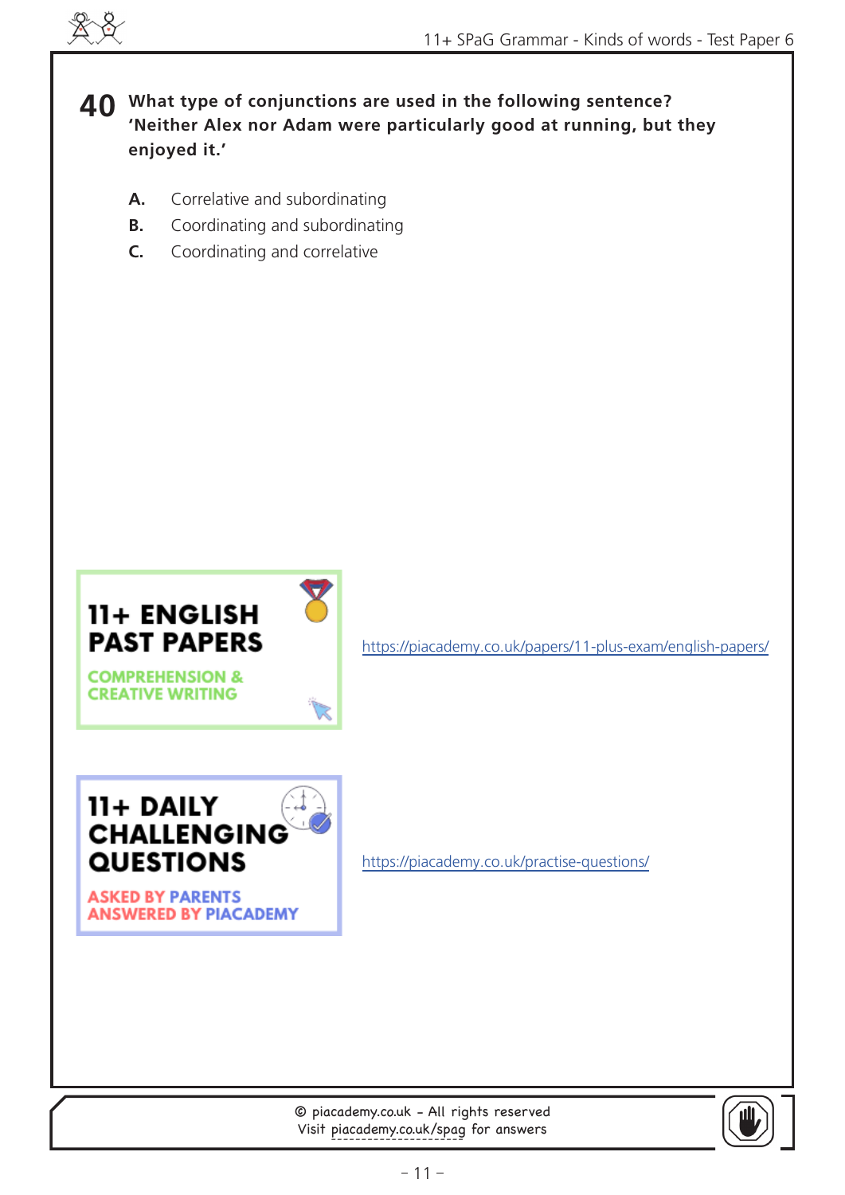**40** **What type of conjunctions are used in the following sentence? 'Neither Alex nor Adam were particularly good at running, but they enjoyed it.'**

**A.** Correlative and subordinating

**B.** Coordinating and subordinating

**C.** Coordinating and correlative

**11+ ENGLISH PAST PAPERS**

**COMPREHENSION & CREATIVE WRITING**

https://piacademy.co.uk/papers/11-plus-exam/english-papers/

**11+ DAILY CHALLENGING QUESTIONS**

**ASKED BY PARENTS ANSWERED BY PIACADEMY**

https://piacademy.co.uk/practise-questions/

© piacademy.co.uk – All rights reserved
Visit piacademy.co.uk/spag for answers